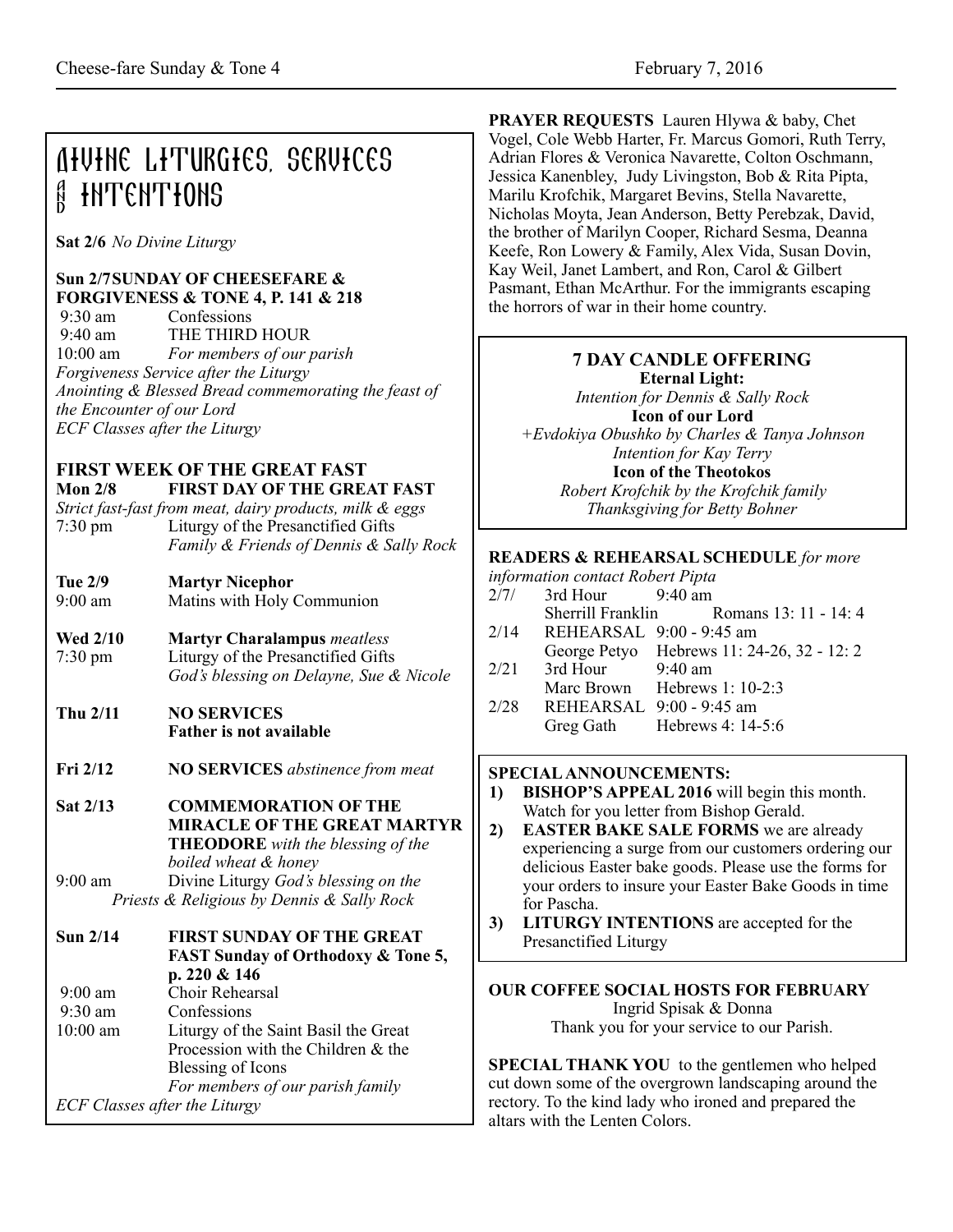# Divine Liturgies, Services and Intentions

**Sat 2/6** *No Divine Liturgy*

**Sun 2/7 SUNDAY OF CHEESEFARE & FORGIVENESS & TONE 4, P. 141 & 218**

9:30 am Confessions
9:40 am THE THIRD HOUR
10:00 am *For members of our parish*
*Forgiveness Service after the Liturgy*
*Anointing & Blessed Bread commemorating the feast of the Encounter of our Lord*
*ECF Classes after the Liturgy*

## FIRST WEEK OF THE GREAT FAST

**Mon 2/8 FIRST DAY OF THE GREAT FAST**
*Strict fast-fast from meat, dairy products, milk & eggs*
7:30 pm Liturgy of the Presanctified Gifts
*Family & Friends of Dennis & Sally Rock*

**Tue 2/9 Martyr Nicephor**
9:00 am Matins with Holy Communion

**Wed 2/10 Martyr Charalampus** *meatless*
7:30 pm Liturgy of the Presanctified Gifts
*God's blessing on Delayne, Sue & Nicole*

**Thu 2/11 NO SERVICES**
**Father is not available**

**Fri 2/12 NO SERVICES** *abstinence from meat*

**Sat 2/13 COMMEMORATION OF THE MIRACLE OF THE GREAT MARTYR THEODORE** *with the blessing of the boiled wheat & honey*
9:00 am Divine Liturgy *God's blessing on the Priests & Religious by Dennis & Sally Rock*

**Sun 2/14 FIRST SUNDAY OF THE GREAT FAST Sunday of Orthodoxy & Tone 5, p. 220 & 146**
9:00 am Choir Rehearsal
9:30 am Confessions
10:00 am Liturgy of the Saint Basil the Great
Procession with the Children & the Blessing of Icons
*For members of our parish family*
*ECF Classes after the Liturgy*

**PRAYER REQUESTS** Lauren Hlywa & baby, Chet Vogel, Cole Webb Harter, Fr. Marcus Gomori, Ruth Terry, Adrian Flores & Veronica Navarette, Colton Oschmann, Jessica Kanenbley, Judy Livingston, Bob & Rita Pipta, Marilu Krofchik, Margaret Bevins, Stella Navarette, Nicholas Moyta, Jean Anderson, Betty Perebzak, David, the brother of Marilyn Cooper, Richard Sesma, Deanna Keefe, Ron Lowery & Family, Alex Vida, Susan Dovin, Kay Weil, Janet Lambert, and Ron, Carol & Gilbert Pasmant, Ethan McArthur. For the immigrants escaping the horrors of war in their home country.

## 7 DAY CANDLE OFFERING

**Eternal Light:**
*Intention for Dennis & Sally Rock*
**Icon of our Lord**
*+Evdokiya Obushko by Charles & Tanya Johnson*
*Intention for Kay Terry*
**Icon of the Theotokos**
*Robert Krofchik by the Krofchik family*
*Thanksgiving for Betty Bohner*

**READERS & REHEARSAL SCHEDULE** *for more information contact Robert Pipta*

| | | |
|---|---|---|
| 2/7/ | 3rd Hour | 9:40 am |
| | Sherrill Franklin | Romans 13: 11 - 14: 4 |
| 2/14 | REHEARSAL | 9:00 - 9:45 am |
| | George Petyo | Hebrews 11: 24-26, 32 - 12: 2 |
| 2/21 | 3rd Hour | 9:40 am |
| | Marc Brown | Hebrews 1: 10-2:3 |
| 2/28 | REHEARSAL | 9:00 - 9:45 am |
| | Greg Gath | Hebrews 4: 14-5:6 |

**SPECIAL ANNOUNCEMENTS:**

1) **BISHOP'S APPEAL 2016** will begin this month. Watch for you letter from Bishop Gerald.
2) **EASTER BAKE SALE FORMS** we are already experiencing a surge from our customers ordering our delicious Easter bake goods. Please use the forms for your orders to insure your Easter Bake Goods in time for Pascha.
3) **LITURGY INTENTIONS** are accepted for the Presanctified Liturgy

**OUR COFFEE SOCIAL HOSTS FOR FEBRUARY**
Ingrid Spisak & Donna
Thank you for your service to our Parish.

**SPECIAL THANK YOU** to the gentlemen who helped cut down some of the overgrown landscaping around the rectory. To the kind lady who ironed and prepared the altars with the Lenten Colors.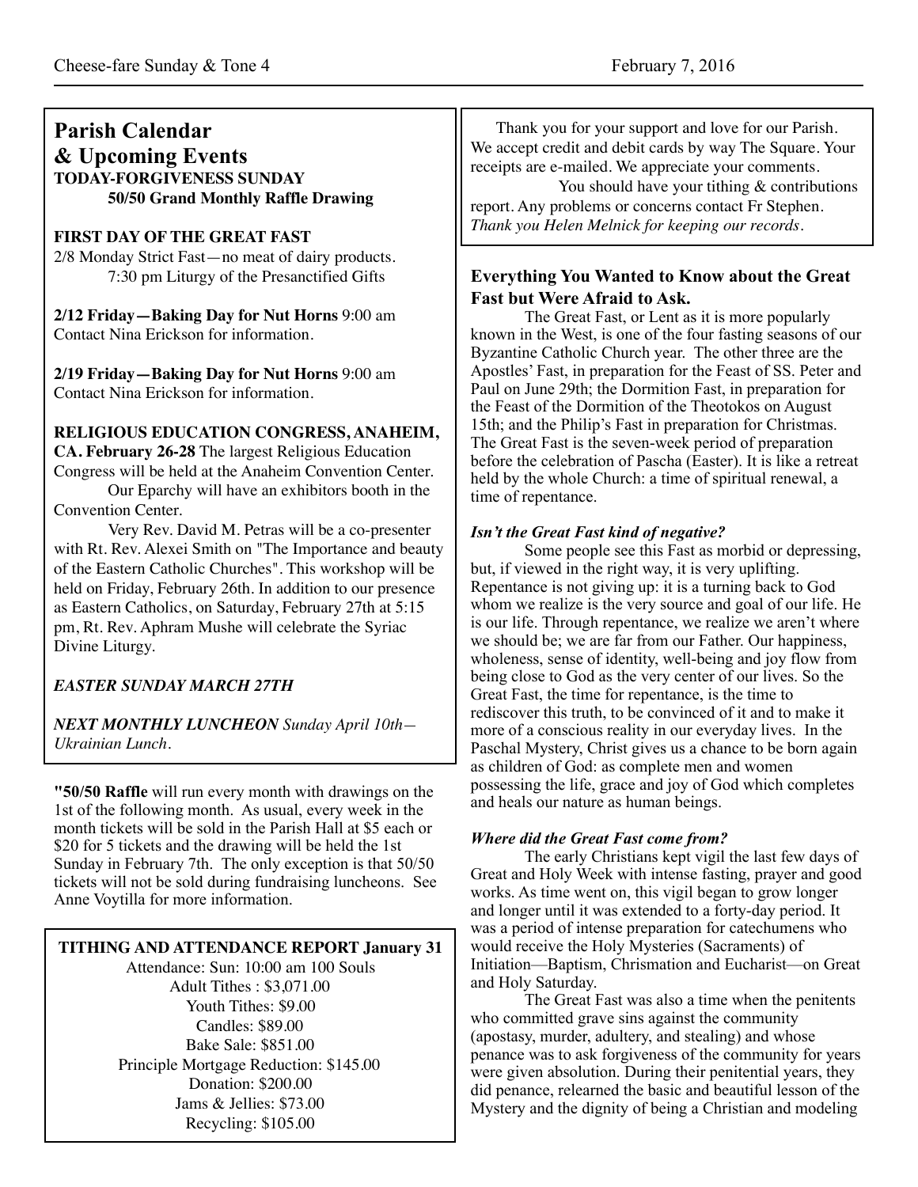## Parish Calendar & Upcoming Events

**TODAY-FORGIVENESS SUNDAY**

**50/50 Grand Monthly Raffle Drawing**

**FIRST DAY OF THE GREAT FAST**

2/8 Monday Strict Fast—no meat of dairy products.
7:30 pm Liturgy of the Presanctified Gifts

**2/12 Friday—Baking Day for Nut Horns** 9:00 am Contact Nina Erickson for information.

**2/19 Friday—Baking Day for Nut Horns** 9:00 am Contact Nina Erickson for information.

**RELIGIOUS EDUCATION CONGRESS, ANAHEIM, CA. February 26-28** The largest Religious Education Congress will be held at the Anaheim Convention Center.

Our Eparchy will have an exhibitors booth in the Convention Center.

Very Rev. David M. Petras will be a co-presenter with Rt. Rev. Alexei Smith on "The Importance and beauty of the Eastern Catholic Churches". This workshop will be held on Friday, February 26th. In addition to our presence as Eastern Catholics, on Saturday, February 27th at 5:15 pm, Rt. Rev. Aphram Mushe will celebrate the Syriac Divine Liturgy.

***EASTER SUNDAY MARCH 27TH***

***NEXT MONTHLY LUNCHEON*** *Sunday April 10th—Ukrainian Lunch.*

**"50/50 Raffle** will run every month with drawings on the 1st of the following month. As usual, every week in the month tickets will be sold in the Parish Hall at $5 each or $20 for 5 tickets and the drawing will be held the 1st Sunday in February 7th. The only exception is that 50/50 tickets will not be sold during fundraising luncheons. See Anne Voytilla for more information.

**TITHING AND ATTENDANCE REPORT January 31**

Attendance: Sun: 10:00 am 100 Souls
Adult Tithes : $3,071.00
Youth Tithes: $9.00
Candles: $89.00
Bake Sale: $851.00
Principle Mortgage Reduction: $145.00
Donation: $200.00
Jams & Jellies: $73.00
Recycling: $105.00

Thank you for your support and love for our Parish. We accept credit and debit cards by way The Square. Your receipts are e-mailed. We appreciate your comments.

You should have your tithing & contributions report. Any problems or concerns contact Fr Stephen. *Thank you Helen Melnick for keeping our records.*

### Everything You Wanted to Know about the Great Fast but Were Afraid to Ask.

The Great Fast, or Lent as it is more popularly known in the West, is one of the four fasting seasons of our Byzantine Catholic Church year. The other three are the Apostles' Fast, in preparation for the Feast of SS. Peter and Paul on June 29th; the Dormition Fast, in preparation for the Feast of the Dormition of the Theotokos on August 15th; and the Philip's Fast in preparation for Christmas. The Great Fast is the seven-week period of preparation before the celebration of Pascha (Easter). It is like a retreat held by the whole Church: a time of spiritual renewal, a time of repentance.

***Isn't the Great Fast kind of negative?***

Some people see this Fast as morbid or depressing, but, if viewed in the right way, it is very uplifting. Repentance is not giving up: it is a turning back to God whom we realize is the very source and goal of our life. He is our life. Through repentance, we realize we aren't where we should be; we are far from our Father. Our happiness, wholeness, sense of identity, well-being and joy flow from being close to God as the very center of our lives. So the Great Fast, the time for repentance, is the time to rediscover this truth, to be convinced of it and to make it more of a conscious reality in our everyday lives. In the Paschal Mystery, Christ gives us a chance to be born again as children of God: as complete men and women possessing the life, grace and joy of God which completes and heals our nature as human beings.

***Where did the Great Fast come from?***

The early Christians kept vigil the last few days of Great and Holy Week with intense fasting, prayer and good works. As time went on, this vigil began to grow longer and longer until it was extended to a forty-day period. It was a period of intense preparation for catechumens who would receive the Holy Mysteries (Sacraments) of Initiation—Baptism, Chrismation and Eucharist—on Great and Holy Saturday.

The Great Fast was also a time when the penitents who committed grave sins against the community (apostasy, murder, adultery, and stealing) and whose penance was to ask forgiveness of the community for years were given absolution. During their penitential years, they did penance, relearned the basic and beautiful lesson of the Mystery and the dignity of being a Christian and modeling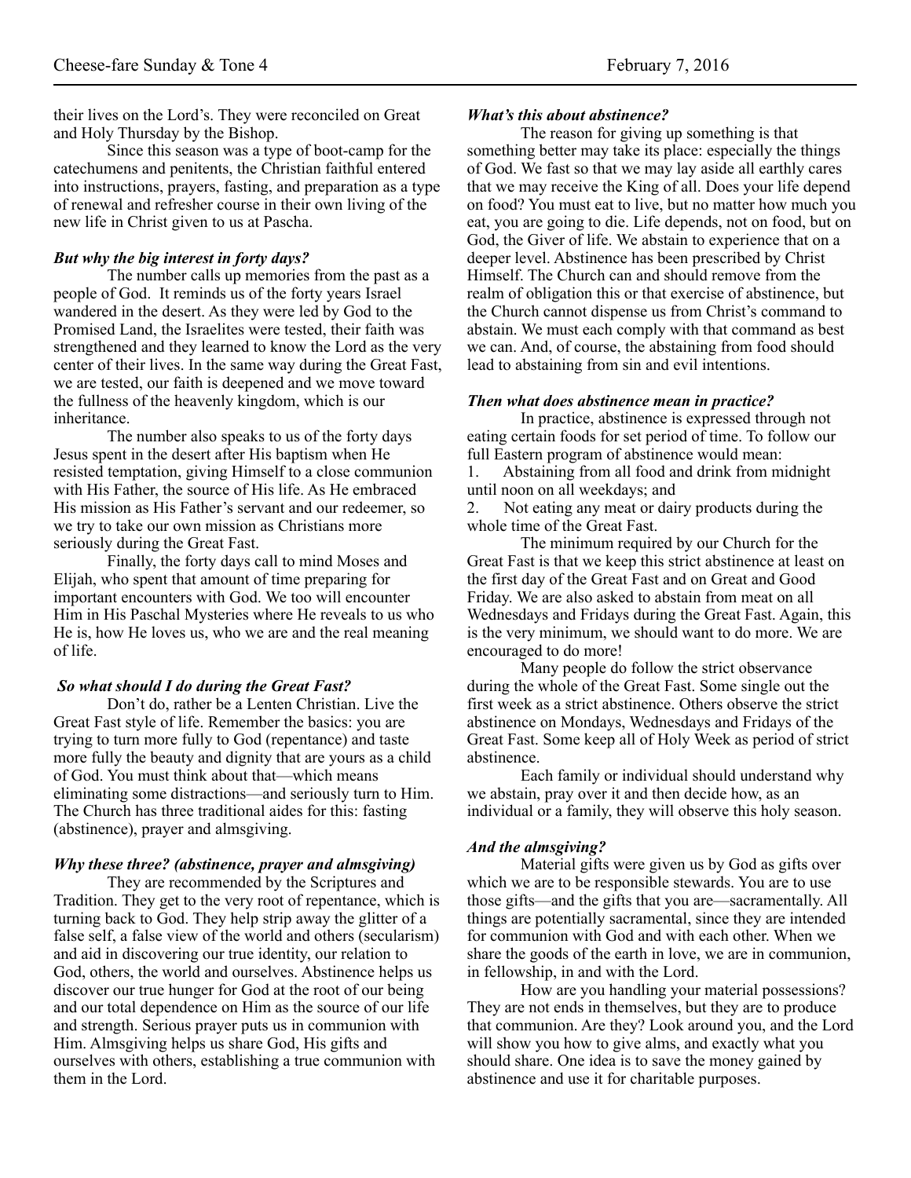their lives on the Lord's. They were reconciled on Great and Holy Thursday by the Bishop.

Since this season was a type of boot-camp for the catechumens and penitents, the Christian faithful entered into instructions, prayers, fasting, and preparation as a type of renewal and refresher course in their own living of the new life in Christ given to us at Pascha.

***But why the big interest in forty days?***

The number calls up memories from the past as a people of God. It reminds us of the forty years Israel wandered in the desert. As they were led by God to the Promised Land, the Israelites were tested, their faith was strengthened and they learned to know the Lord as the very center of their lives. In the same way during the Great Fast, we are tested, our faith is deepened and we move toward the fullness of the heavenly kingdom, which is our inheritance.

The number also speaks to us of the forty days Jesus spent in the desert after His baptism when He resisted temptation, giving Himself to a close communion with His Father, the source of His life. As He embraced His mission as His Father's servant and our redeemer, so we try to take our own mission as Christians more seriously during the Great Fast.

Finally, the forty days call to mind Moses and Elijah, who spent that amount of time preparing for important encounters with God. We too will encounter Him in His Paschal Mysteries where He reveals to us who He is, how He loves us, who we are and the real meaning of life.

***So what should I do during the Great Fast?***

Don't do, rather be a Lenten Christian. Live the Great Fast style of life. Remember the basics: you are trying to turn more fully to God (repentance) and taste more fully the beauty and dignity that are yours as a child of God. You must think about that—which means eliminating some distractions—and seriously turn to Him. The Church has three traditional aides for this: fasting (abstinence), prayer and almsgiving.

***Why these three? (abstinence, prayer and almsgiving)***

They are recommended by the Scriptures and Tradition. They get to the very root of repentance, which is turning back to God. They help strip away the glitter of a false self, a false view of the world and others (secularism) and aid in discovering our true identity, our relation to God, others, the world and ourselves. Abstinence helps us discover our true hunger for God at the root of our being and our total dependence on Him as the source of our life and strength. Serious prayer puts us in communion with Him. Almsgiving helps us share God, His gifts and ourselves with others, establishing a true communion with them in the Lord.

***What's this about abstinence?***

The reason for giving up something is that something better may take its place: especially the things of God. We fast so that we may lay aside all earthly cares that we may receive the King of all. Does your life depend on food? You must eat to live, but no matter how much you eat, you are going to die. Life depends, not on food, but on God, the Giver of life. We abstain to experience that on a deeper level. Abstinence has been prescribed by Christ Himself. The Church can and should remove from the realm of obligation this or that exercise of abstinence, but the Church cannot dispense us from Christ's command to abstain. We must each comply with that command as best we can. And, of course, the abstaining from food should lead to abstaining from sin and evil intentions.

***Then what does abstinence mean in practice?***

In practice, abstinence is expressed through not eating certain foods for set period of time. To follow our full Eastern program of abstinence would mean:

1. Abstaining from all food and drink from midnight until noon on all weekdays; and
2. Not eating any meat or dairy products during the whole time of the Great Fast.

The minimum required by our Church for the Great Fast is that we keep this strict abstinence at least on the first day of the Great Fast and on Great and Good Friday. We are also asked to abstain from meat on all Wednesdays and Fridays during the Great Fast. Again, this is the very minimum, we should want to do more. We are encouraged to do more!

Many people do follow the strict observance during the whole of the Great Fast. Some single out the first week as a strict abstinence. Others observe the strict abstinence on Mondays, Wednesdays and Fridays of the Great Fast. Some keep all of Holy Week as period of strict abstinence.

Each family or individual should understand why we abstain, pray over it and then decide how, as an individual or a family, they will observe this holy season.

***And the almsgiving?***

Material gifts were given us by God as gifts over which we are to be responsible stewards. You are to use those gifts—and the gifts that you are—sacramentally. All things are potentially sacramental, since they are intended for communion with God and with each other. When we share the goods of the earth in love, we are in communion, in fellowship, in and with the Lord.

How are you handling your material possessions? They are not ends in themselves, but they are to produce that communion. Are they? Look around you, and the Lord will show you how to give alms, and exactly what you should share. One idea is to save the money gained by abstinence and use it for charitable purposes.